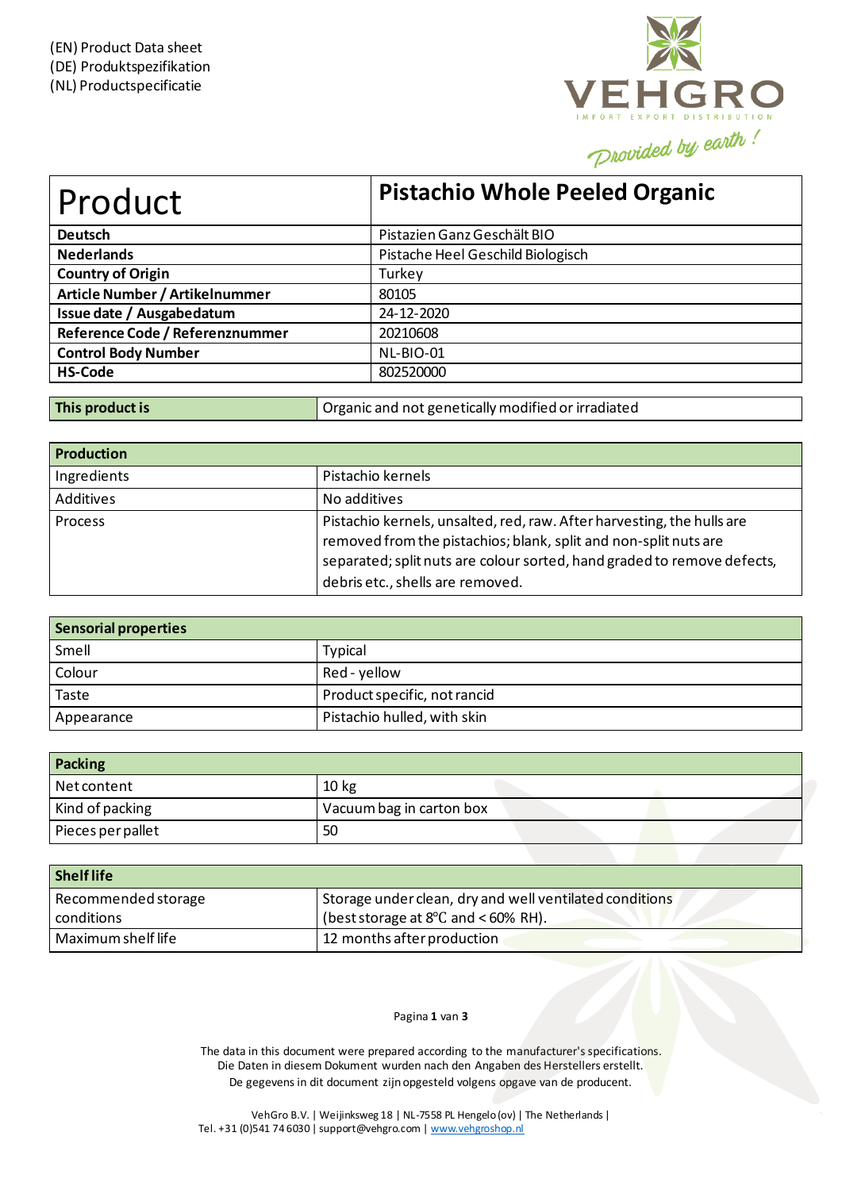(EN) Product Data sheet
(DE) Produktspezifikation
(NL) Productspecificatie

VEHGRO
IMPORT EXPORT DISTRIBUTION
Provided by earth !

| Product | Pistachio Whole Peeled Organic |
|---|---|
| **Deutsch** | Pistazien Ganz Geschält BIO |
| **Nederlands** | Pistache Heel Geschild Biologisch |
| **Country of Origin** | Turkey |
| **Article Number / Artikelnummer** | 80105 |
| **Issue date / Ausgabedatum** | 24-12-2020 |
| **Reference Code / Referenznummer** | 20210608 |
| **Control Body Number** | NL-BIO-01 |
| **HS-Code** | 802520000 |

| **This product is** | Organic and not genetically modified or irradiated |
|---|---|

| **Production** | |
|---|---|
| Ingredients | Pistachio kernels |
| Additives | No additives |
| Process | Pistachio kernels, unsalted, red, raw. After harvesting, the hulls are removed from the pistachios; blank, split and non-split nuts are separated; split nuts are colour sorted, hand graded to remove defects, debris etc., shells are removed. |

| **Sensorial properties** | |
|---|---|
| Smell | Typical |
| Colour | Red - yellow |
| Taste | Product specific, not rancid |
| Appearance | Pistachio hulled, with skin |

| **Packing** | |
|---|---|
| Net content | 10 kg |
| Kind of packing | Vacuum bag in carton box |
| Pieces per pallet | 50 |

| **Shelf life** | |
|---|---|
| Recommended storage conditions | Storage under clean, dry and well ventilated conditions (best storage at 8°C and < 60% RH). |
| Maximum shelf life | 12 months after production |

The data in this document were prepared according to the manufacturer's specifications.
Die Daten in diesem Dokument wurden nach den Angaben des Herstellers erstellt.
De gegevens in dit document zijn opgesteld volgens opgave van de producent.

VehGro B.V. | Weijinksweg 18 | NL-7558 PL Hengelo (ov) | The Netherlands |
Tel. +31 (0)541 74 6030 | support@vehgro.com | www.vehgroshop.nl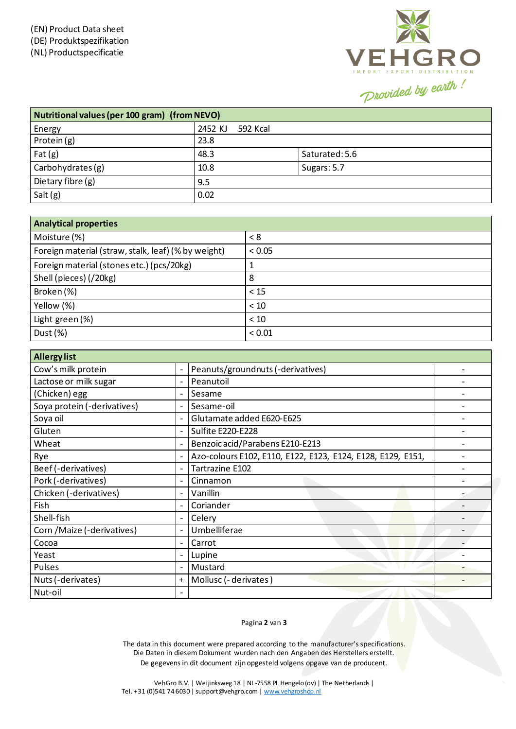(EN) Product Data sheet
(DE) Produktspezifikation
(NL) Productspecificatie

VEHGRO
IMPORT EXPORT DISTRIBUTION
*Provided by earth !*

| Nutritional values (per 100 gram) (from NEVO) | | |
|---|---|---|
| Energy | 2452 KJ 592 Kcal | |
| Protein (g) | 23.8 | |
| Fat (g) | 48.3 | Saturated: 5.6 |
| Carbohydrates (g) | 10.8 | Sugars: 5.7 |
| Dietary fibre (g) | 9.5 | |
| Salt (g) | 0.02 | |

| Analytical properties | |
|---|---|
| Moisture (%) | < 8 |
| Foreign material (straw, stalk, leaf) (% by weight) | < 0.05 |
| Foreign material (stones etc.) (pcs/20kg) | 1 |
| Shell (pieces) (/20kg) | 8 |
| Broken (%) | < 15 |
| Yellow (%) | < 10 |
| Light green (%) | < 10 |
| Dust (%) | < 0.01 |

| Allergy list | | | |
|---|---|---|---|
| Cow's milk protein | - | Peanuts/groundnuts (-derivatives) | - |
| Lactose or milk sugar | - | Peanutoil | - |
| (Chicken) egg | - | Sesame | - |
| Soya protein (-derivatives) | - | Sesame-oil | - |
| Soya oil | - | Glutamate added E620-E625 | - |
| Gluten | - | Sulfite E220-E228 | - |
| Wheat | - | Benzoic acid/Parabens E210-E213 | - |
| Rye | - | Azo-colours E102, E110, E122, E123, E124, E128, E129, E151, | - |
| Beef (-derivatives) | - | Tartrazine E102 | - |
| Pork (-derivatives) | - | Cinnamon | - |
| Chicken (-derivatives) | - | Vanillin | - |
| Fish | - | Coriander | - |
| Shell-fish | - | Celery | - |
| Corn /Maize (-derivatives) | - | Umbelliferae | - |
| Cocoa | - | Carrot | - |
| Yeast | - | Lupine | - |
| Pulses | - | Mustard | - |
| Nuts (-derivates) | + | Mollusc (- derivates ) | - |
| Nut-oil | - | | |

The data in this document were prepared according to the manufacturer's specifications.
Die Daten in diesem Dokument wurden nach den Angaben des Herstellers erstellt.
De gegevens in dit document zijn opgesteld volgens opgave van de producent.

VehGro B.V. | Weijinksweg 18 | NL-7558 PL Hengelo (ov) | The Netherlands |
Tel. +31 (0)541 74 6030 | support@vehgro.com | www.vehgroshop.nl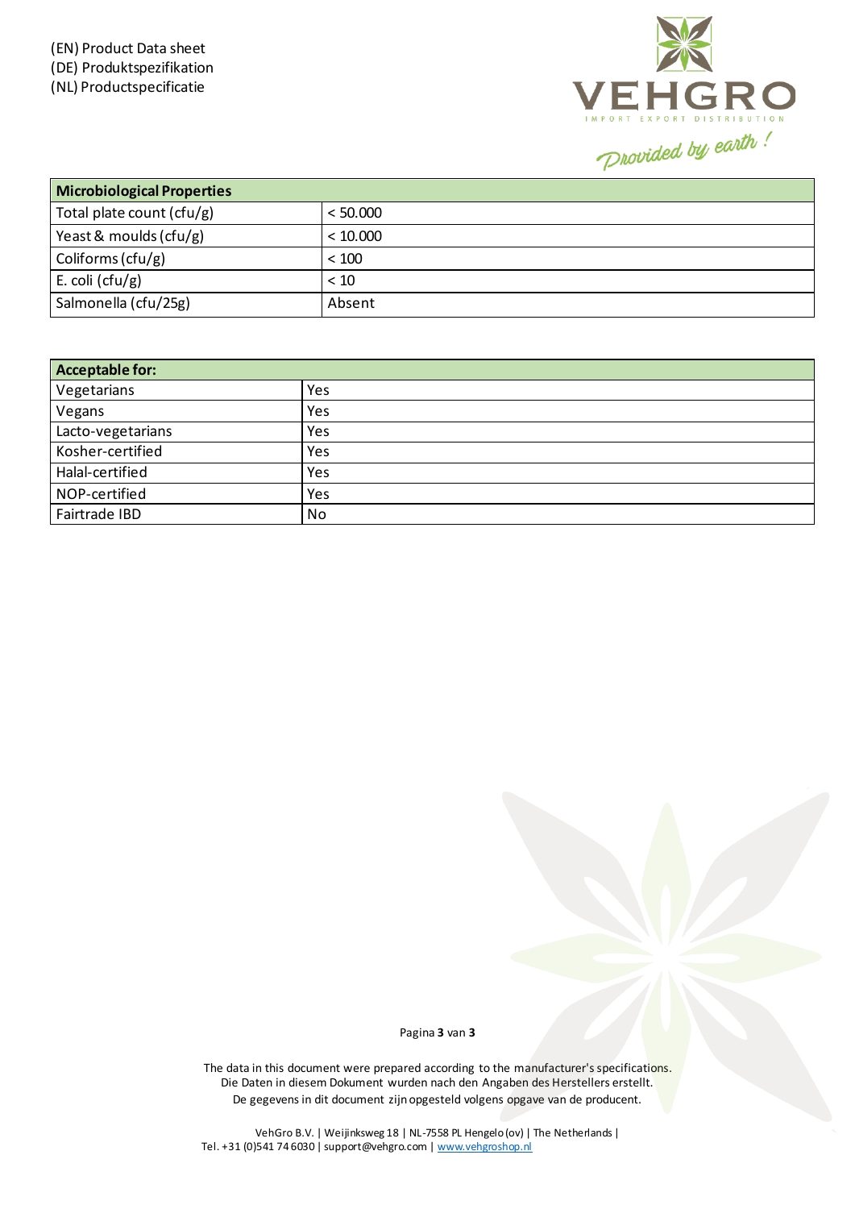(EN) Product Data sheet
(DE) Produktspezifikation
(NL) Productspecificatie

| Microbiological Properties | |
|---|---|
| Total plate count (cfu/g) | < 50.000 |
| Yeast & moulds (cfu/g) | < 10.000 |
| Coliforms (cfu/g) | < 100 |
| E. coli (cfu/g) | < 10 |
| Salmonella (cfu/25g) | Absent |

| Acceptable for: | |
|---|---|
| Vegetarians | Yes |
| Vegans | Yes |
| Lacto-vegetarians | Yes |
| Kosher-certified | Yes |
| Halal-certified | Yes |
| NOP-certified | Yes |
| Fairtrade IBD | No |

The data in this document were prepared according to the manufacturer's specifications.
Die Daten in diesem Dokument wurden nach den Angaben des Herstellers erstellt.
De gegevens in dit document zijn opgesteld volgens opgave van de producent.

VehGro B.V. | Weijinksweg 18 | NL-7558 PL Hengelo (ov) | The Netherlands |
Tel. +31 (0)541 74 6030 | support@vehgro.com | www.vehgroshop.nl